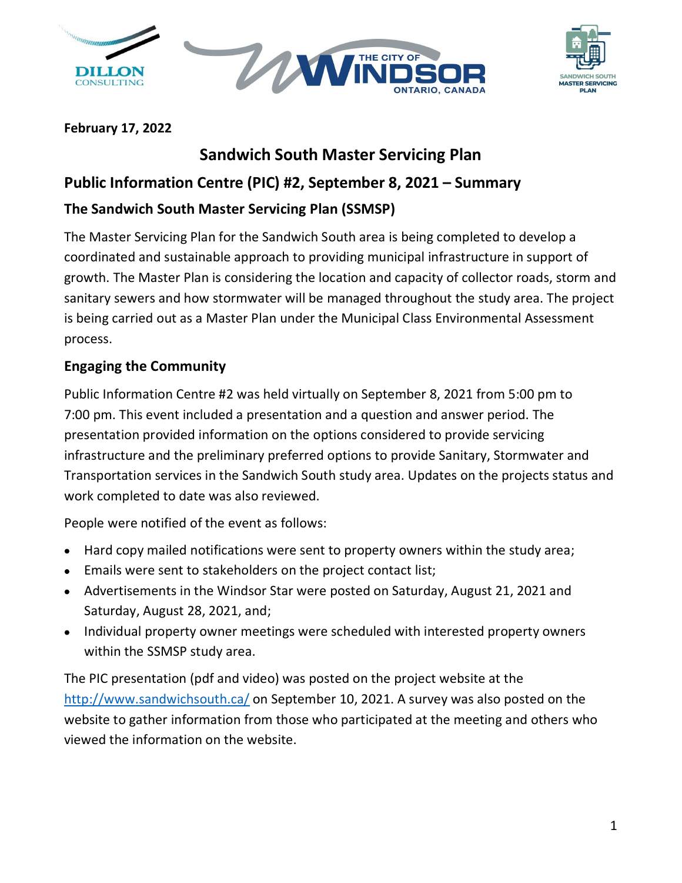**February 17, 2022**

# Sandwich South Master Servicing Plan

## Public Information Centre (PIC) #2, September 8, 2021 – Summary

### The Sandwich South Master Servicing Plan (SSMSP)

The Master Servicing Plan for the Sandwich South area is being completed to develop a coordinated and sustainable approach to providing municipal infrastructure in support of growth. The Master Plan is considering the location and capacity of collector roads, storm and sanitary sewers and how stormwater will be managed throughout the study area. The project is being carried out as a Master Plan under the Municipal Class Environmental Assessment process.

### Engaging the Community

Public Information Centre #2 was held virtually on September 8, 2021 from 5:00 pm to 7:00 pm. This event included a presentation and a question and answer period. The presentation provided information on the options considered to provide servicing infrastructure and the preliminary preferred options to provide Sanitary, Stormwater and Transportation services in the Sandwich South study area. Updates on the projects status and work completed to date was also reviewed.

People were notified of the event as follows:

- Hard copy mailed notifications were sent to property owners within the study area;
- Emails were sent to stakeholders on the project contact list;
- Advertisements in the Windsor Star were posted on Saturday, August 21, 2021 and Saturday, August 28, 2021, and;
- Individual property owner meetings were scheduled with interested property owners within the SSMSP study area.

The PIC presentation (pdf and video) was posted on the project website at the http://www.sandwichsouth.ca/ on September 10, 2021. A survey was also posted on the website to gather information from those who participated at the meeting and others who viewed the information on the website.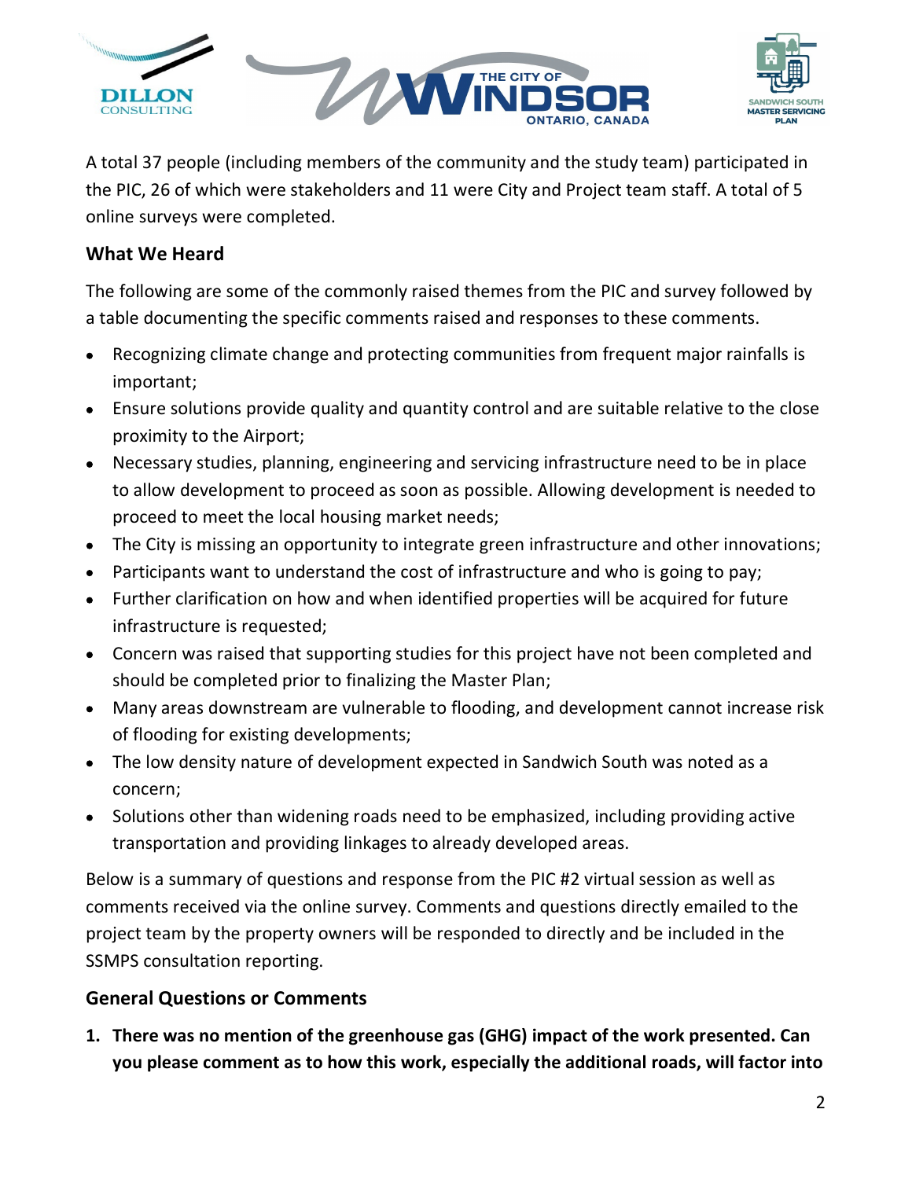A total 37 people (including members of the community and the study team) participated in the PIC, 26 of which were stakeholders and 11 were City and Project team staff. A total of 5 online surveys were completed.

## What We Heard

The following are some of the commonly raised themes from the PIC and survey followed by a table documenting the specific comments raised and responses to these comments.

- Recognizing climate change and protecting communities from frequent major rainfalls is important;
- Ensure solutions provide quality and quantity control and are suitable relative to the close proximity to the Airport;
- Necessary studies, planning, engineering and servicing infrastructure need to be in place to allow development to proceed as soon as possible. Allowing development is needed to proceed to meet the local housing market needs;
- The City is missing an opportunity to integrate green infrastructure and other innovations;
- Participants want to understand the cost of infrastructure and who is going to pay;
- Further clarification on how and when identified properties will be acquired for future infrastructure is requested;
- Concern was raised that supporting studies for this project have not been completed and should be completed prior to finalizing the Master Plan;
- Many areas downstream are vulnerable to flooding, and development cannot increase risk of flooding for existing developments;
- The low density nature of development expected in Sandwich South was noted as a concern;
- Solutions other than widening roads need to be emphasized, including providing active transportation and providing linkages to already developed areas.

Below is a summary of questions and response from the PIC #2 virtual session as well as comments received via the online survey. Comments and questions directly emailed to the project team by the property owners will be responded to directly and be included in the SSMPS consultation reporting.

## General Questions or Comments

1. **There was no mention of the greenhouse gas (GHG) impact of the work presented. Can you please comment as to how this work, especially the additional roads, will factor into**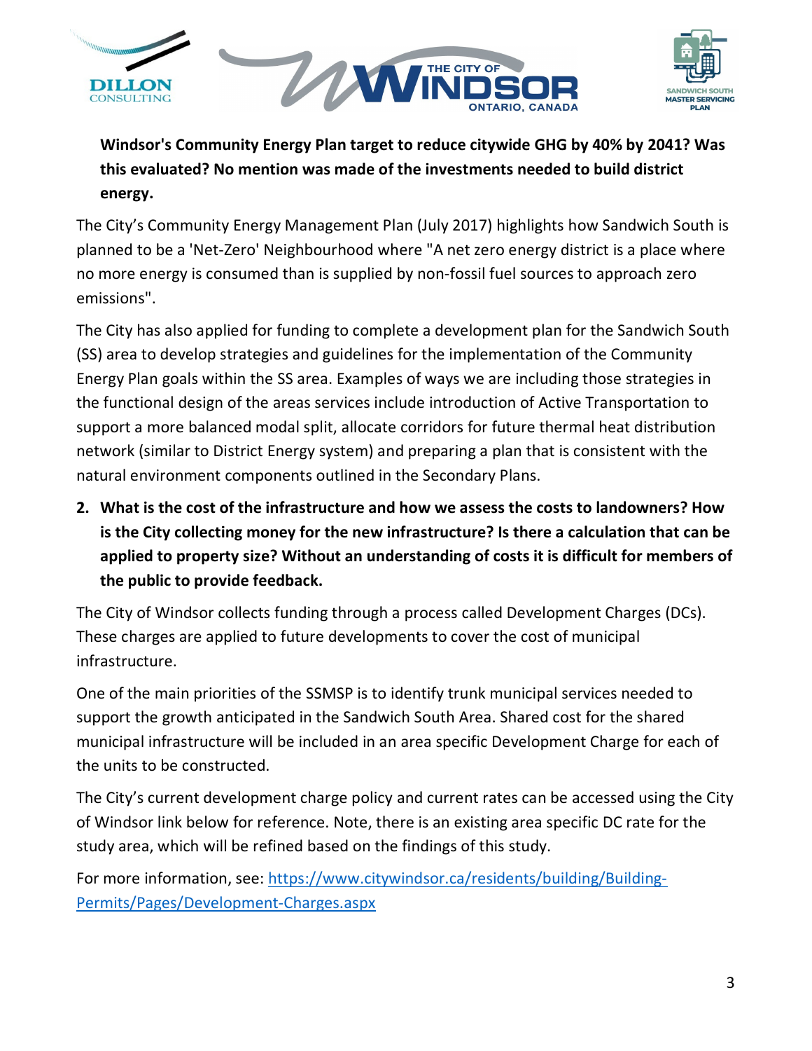**Windsor's Community Energy Plan target to reduce citywide GHG by 40% by 2041? Was this evaluated? No mention was made of the investments needed to build district energy.**

The City's Community Energy Management Plan (July 2017) highlights how Sandwich South is planned to be a 'Net-Zero' Neighbourhood where "A net zero energy district is a place where no more energy is consumed than is supplied by non-fossil fuel sources to approach zero emissions".

The City has also applied for funding to complete a development plan for the Sandwich South (SS) area to develop strategies and guidelines for the implementation of the Community Energy Plan goals within the SS area. Examples of ways we are including those strategies in the functional design of the areas services include introduction of Active Transportation to support a more balanced modal split, allocate corridors for future thermal heat distribution network (similar to District Energy system) and preparing a plan that is consistent with the natural environment components outlined in the Secondary Plans.

2. **What is the cost of the infrastructure and how we assess the costs to landowners? How is the City collecting money for the new infrastructure? Is there a calculation that can be applied to property size? Without an understanding of costs it is difficult for members of the public to provide feedback.**

The City of Windsor collects funding through a process called Development Charges (DCs). These charges are applied to future developments to cover the cost of municipal infrastructure.

One of the main priorities of the SSMSP is to identify trunk municipal services needed to support the growth anticipated in the Sandwich South Area. Shared cost for the shared municipal infrastructure will be included in an area specific Development Charge for each of the units to be constructed.

The City's current development charge policy and current rates can be accessed using the City of Windsor link below for reference. Note, there is an existing area specific DC rate for the study area, which will be refined based on the findings of this study.

For more information, see: [https://www.citywindsor.ca/residents/building/Building-Permits/Pages/Development-Charges.aspx](https://www.citywindsor.ca/residents/building/Building-Permits/Pages/Development-Charges.aspx)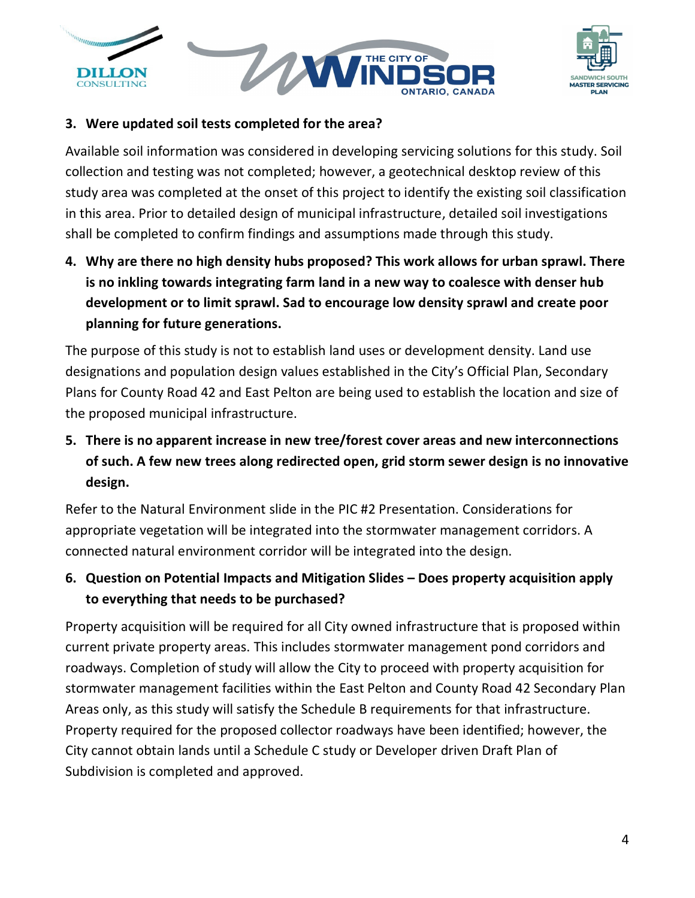**3. Were updated soil tests completed for the area?**

Available soil information was considered in developing servicing solutions for this study. Soil collection and testing was not completed; however, a geotechnical desktop review of this study area was completed at the onset of this project to identify the existing soil classification in this area. Prior to detailed design of municipal infrastructure, detailed soil investigations shall be completed to confirm findings and assumptions made through this study.

**4. Why are there no high density hubs proposed? This work allows for urban sprawl. There is no inkling towards integrating farm land in a new way to coalesce with denser hub development or to limit sprawl. Sad to encourage low density sprawl and create poor planning for future generations.**

The purpose of this study is not to establish land uses or development density. Land use designations and population design values established in the City's Official Plan, Secondary Plans for County Road 42 and East Pelton are being used to establish the location and size of the proposed municipal infrastructure.

**5. There is no apparent increase in new tree/forest cover areas and new interconnections of such. A few new trees along redirected open, grid storm sewer design is no innovative design.**

Refer to the Natural Environment slide in the PIC #2 Presentation. Considerations for appropriate vegetation will be integrated into the stormwater management corridors. A connected natural environment corridor will be integrated into the design.

**6. Question on Potential Impacts and Mitigation Slides – Does property acquisition apply to everything that needs to be purchased?**

Property acquisition will be required for all City owned infrastructure that is proposed within current private property areas. This includes stormwater management pond corridors and roadways. Completion of study will allow the City to proceed with property acquisition for stormwater management facilities within the East Pelton and County Road 42 Secondary Plan Areas only, as this study will satisfy the Schedule B requirements for that infrastructure. Property required for the proposed collector roadways have been identified; however, the City cannot obtain lands until a Schedule C study or Developer driven Draft Plan of Subdivision is completed and approved.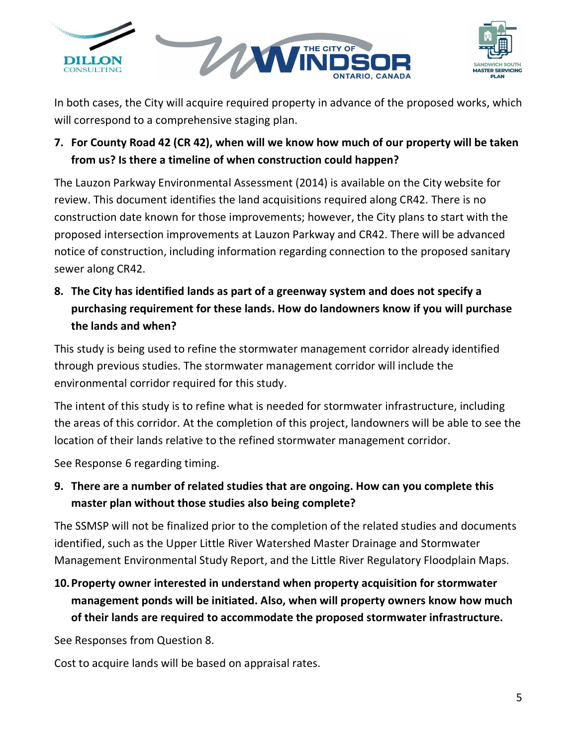In both cases, the City will acquire required property in advance of the proposed works, which will correspond to a comprehensive staging plan.

7. **For County Road 42 (CR 42), when will we know how much of our property will be taken from us? Is there a timeline of when construction could happen?**

The Lauzon Parkway Environmental Assessment (2014) is available on the City website for review. This document identifies the land acquisitions required along CR42. There is no construction date known for those improvements; however, the City plans to start with the proposed intersection improvements at Lauzon Parkway and CR42. There will be advanced notice of construction, including information regarding connection to the proposed sanitary sewer along CR42.

8. **The City has identified lands as part of a greenway system and does not specify a purchasing requirement for these lands. How do landowners know if you will purchase the lands and when?**

This study is being used to refine the stormwater management corridor already identified through previous studies. The stormwater management corridor will include the environmental corridor required for this study.

The intent of this study is to refine what is needed for stormwater infrastructure, including the areas of this corridor. At the completion of this project, landowners will be able to see the location of their lands relative to the refined stormwater management corridor.

See Response 6 regarding timing.

9. **There are a number of related studies that are ongoing. How can you complete this master plan without those studies also being complete?**

The SSMSP will not be finalized prior to the completion of the related studies and documents identified, such as the Upper Little River Watershed Master Drainage and Stormwater Management Environmental Study Report, and the Little River Regulatory Floodplain Maps.

10. **Property owner interested in understand when property acquisition for stormwater management ponds will be initiated. Also, when will property owners know how much of their lands are required to accommodate the proposed stormwater infrastructure.**

See Responses from Question 8.

Cost to acquire lands will be based on appraisal rates.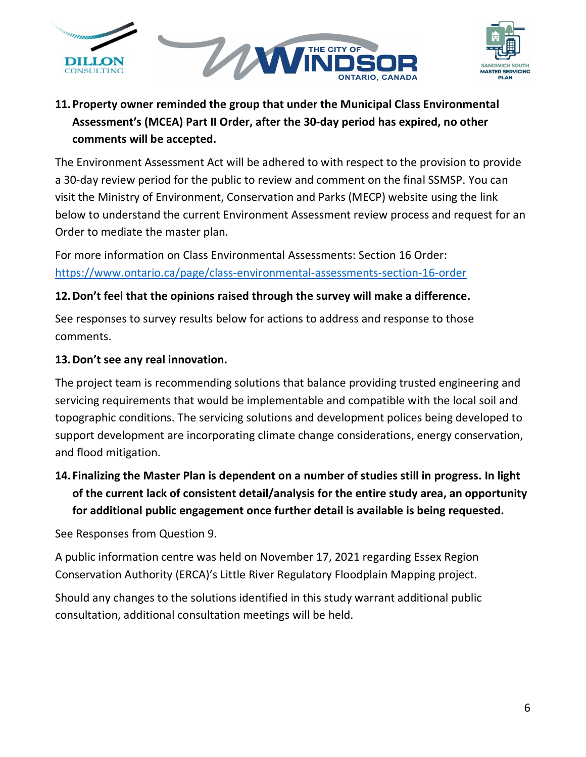**11. Property owner reminded the group that under the Municipal Class Environmental Assessment's (MCEA) Part II Order, after the 30-day period has expired, no other comments will be accepted.**

The Environment Assessment Act will be adhered to with respect to the provision to provide a 30-day review period for the public to review and comment on the final SSMSP. You can visit the Ministry of Environment, Conservation and Parks (MECP) website using the link below to understand the current Environment Assessment review process and request for an Order to mediate the master plan.

For more information on Class Environmental Assessments: Section 16 Order: https://www.ontario.ca/page/class-environmental-assessments-section-16-order

**12. Don't feel that the opinions raised through the survey will make a difference.**

See responses to survey results below for actions to address and response to those comments.

**13. Don't see any real innovation.**

The project team is recommending solutions that balance providing trusted engineering and servicing requirements that would be implementable and compatible with the local soil and topographic conditions. The servicing solutions and development polices being developed to support development are incorporating climate change considerations, energy conservation, and flood mitigation.

**14. Finalizing the Master Plan is dependent on a number of studies still in progress. In light of the current lack of consistent detail/analysis for the entire study area, an opportunity for additional public engagement once further detail is available is being requested.**

See Responses from Question 9.

A public information centre was held on November 17, 2021 regarding Essex Region Conservation Authority (ERCA)'s Little River Regulatory Floodplain Mapping project.

Should any changes to the solutions identified in this study warrant additional public consultation, additional consultation meetings will be held.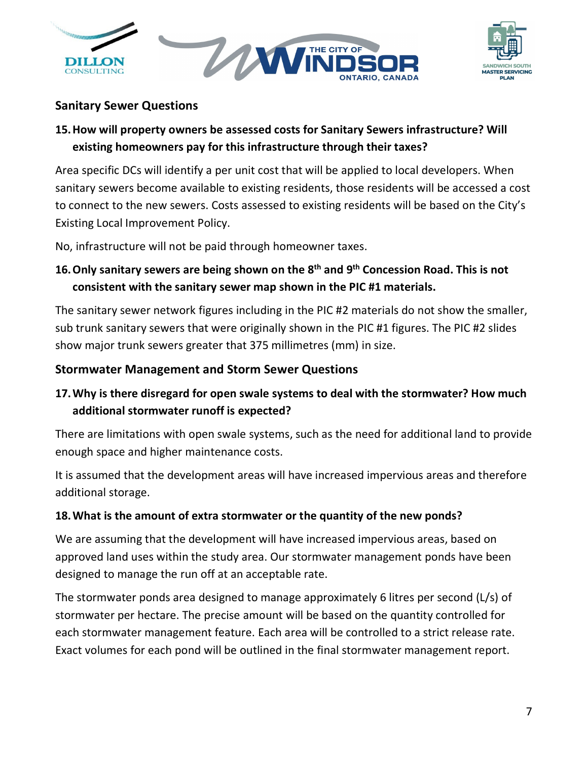## Sanitary Sewer Questions

### 15. How will property owners be assessed costs for Sanitary Sewers infrastructure? Will existing homeowners pay for this infrastructure through their taxes?

Area specific DCs will identify a per unit cost that will be applied to local developers. When sanitary sewers become available to existing residents, those residents will be accessed a cost to connect to the new sewers. Costs assessed to existing residents will be based on the City's Existing Local Improvement Policy.

No, infrastructure will not be paid through homeowner taxes.

### 16. Only sanitary sewers are being shown on the 8th and 9th Concession Road. This is not consistent with the sanitary sewer map shown in the PIC #1 materials.

The sanitary sewer network figures including in the PIC #2 materials do not show the smaller, sub trunk sanitary sewers that were originally shown in the PIC #1 figures. The PIC #2 slides show major trunk sewers greater that 375 millimetres (mm) in size.

## Stormwater Management and Storm Sewer Questions

### 17. Why is there disregard for open swale systems to deal with the stormwater? How much additional stormwater runoff is expected?

There are limitations with open swale systems, such as the need for additional land to provide enough space and higher maintenance costs.

It is assumed that the development areas will have increased impervious areas and therefore additional storage.

### 18. What is the amount of extra stormwater or the quantity of the new ponds?

We are assuming that the development will have increased impervious areas, based on approved land uses within the study area. Our stormwater management ponds have been designed to manage the run off at an acceptable rate.

The stormwater ponds area designed to manage approximately 6 litres per second (L/s) of stormwater per hectare. The precise amount will be based on the quantity controlled for each stormwater management feature. Each area will be controlled to a strict release rate. Exact volumes for each pond will be outlined in the final stormwater management report.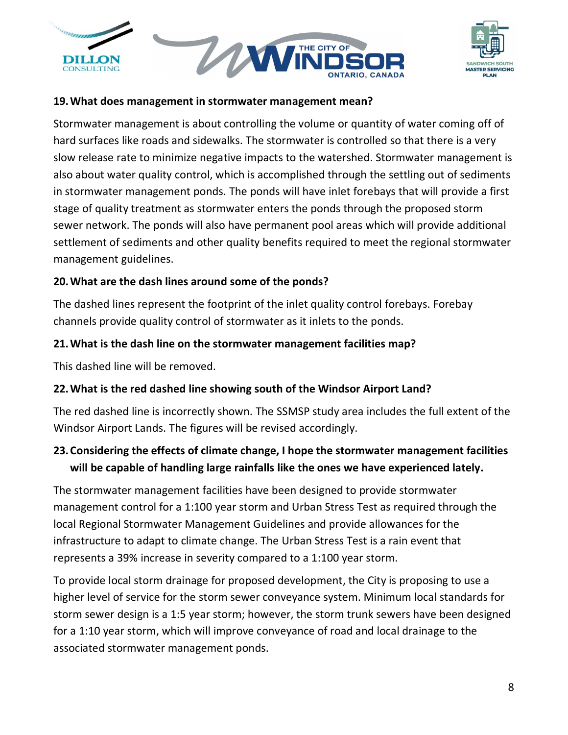**19. What does management in stormwater management mean?**

Stormwater management is about controlling the volume or quantity of water coming off of hard surfaces like roads and sidewalks. The stormwater is controlled so that there is a very slow release rate to minimize negative impacts to the watershed. Stormwater management is also about water quality control, which is accomplished through the settling out of sediments in stormwater management ponds. The ponds will have inlet forebays that will provide a first stage of quality treatment as stormwater enters the ponds through the proposed storm sewer network. The ponds will also have permanent pool areas which will provide additional settlement of sediments and other quality benefits required to meet the regional stormwater management guidelines.

**20. What are the dash lines around some of the ponds?**

The dashed lines represent the footprint of the inlet quality control forebays. Forebay channels provide quality control of stormwater as it inlets to the ponds.

**21. What is the dash line on the stormwater management facilities map?**

This dashed line will be removed.

**22. What is the red dashed line showing south of the Windsor Airport Land?**

The red dashed line is incorrectly shown. The SSMSP study area includes the full extent of the Windsor Airport Lands. The figures will be revised accordingly.

**23. Considering the effects of climate change, I hope the stormwater management facilities will be capable of handling large rainfalls like the ones we have experienced lately.**

The stormwater management facilities have been designed to provide stormwater management control for a 1:100 year storm and Urban Stress Test as required through the local Regional Stormwater Management Guidelines and provide allowances for the infrastructure to adapt to climate change. The Urban Stress Test is a rain event that represents a 39% increase in severity compared to a 1:100 year storm.

To provide local storm drainage for proposed development, the City is proposing to use a higher level of service for the storm sewer conveyance system. Minimum local standards for storm sewer design is a 1:5 year storm; however, the storm trunk sewers have been designed for a 1:10 year storm, which will improve conveyance of road and local drainage to the associated stormwater management ponds.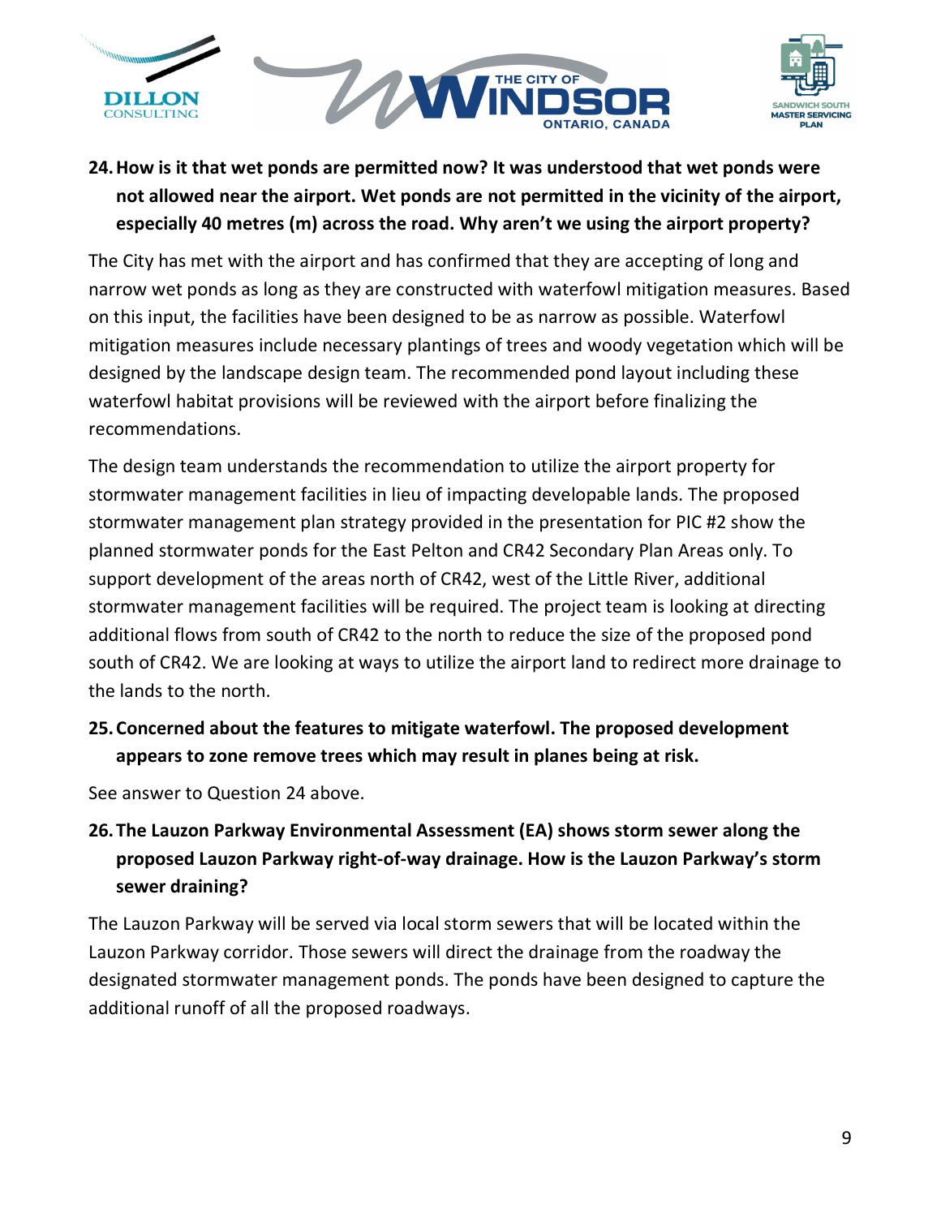**24. How is it that wet ponds are permitted now? It was understood that wet ponds were not allowed near the airport. Wet ponds are not permitted in the vicinity of the airport, especially 40 metres (m) across the road. Why aren't we using the airport property?**

The City has met with the airport and has confirmed that they are accepting of long and narrow wet ponds as long as they are constructed with waterfowl mitigation measures. Based on this input, the facilities have been designed to be as narrow as possible. Waterfowl mitigation measures include necessary plantings of trees and woody vegetation which will be designed by the landscape design team. The recommended pond layout including these waterfowl habitat provisions will be reviewed with the airport before finalizing the recommendations.

The design team understands the recommendation to utilize the airport property for stormwater management facilities in lieu of impacting developable lands. The proposed stormwater management plan strategy provided in the presentation for PIC #2 show the planned stormwater ponds for the East Pelton and CR42 Secondary Plan Areas only. To support development of the areas north of CR42, west of the Little River, additional stormwater management facilities will be required. The project team is looking at directing additional flows from south of CR42 to the north to reduce the size of the proposed pond south of CR42. We are looking at ways to utilize the airport land to redirect more drainage to the lands to the north.

**25. Concerned about the features to mitigate waterfowl. The proposed development appears to zone remove trees which may result in planes being at risk.**

See answer to Question 24 above.

**26. The Lauzon Parkway Environmental Assessment (EA) shows storm sewer along the proposed Lauzon Parkway right-of-way drainage. How is the Lauzon Parkway's storm sewer draining?**

The Lauzon Parkway will be served via local storm sewers that will be located within the Lauzon Parkway corridor. Those sewers will direct the drainage from the roadway the designated stormwater management ponds. The ponds have been designed to capture the additional runoff of all the proposed roadways.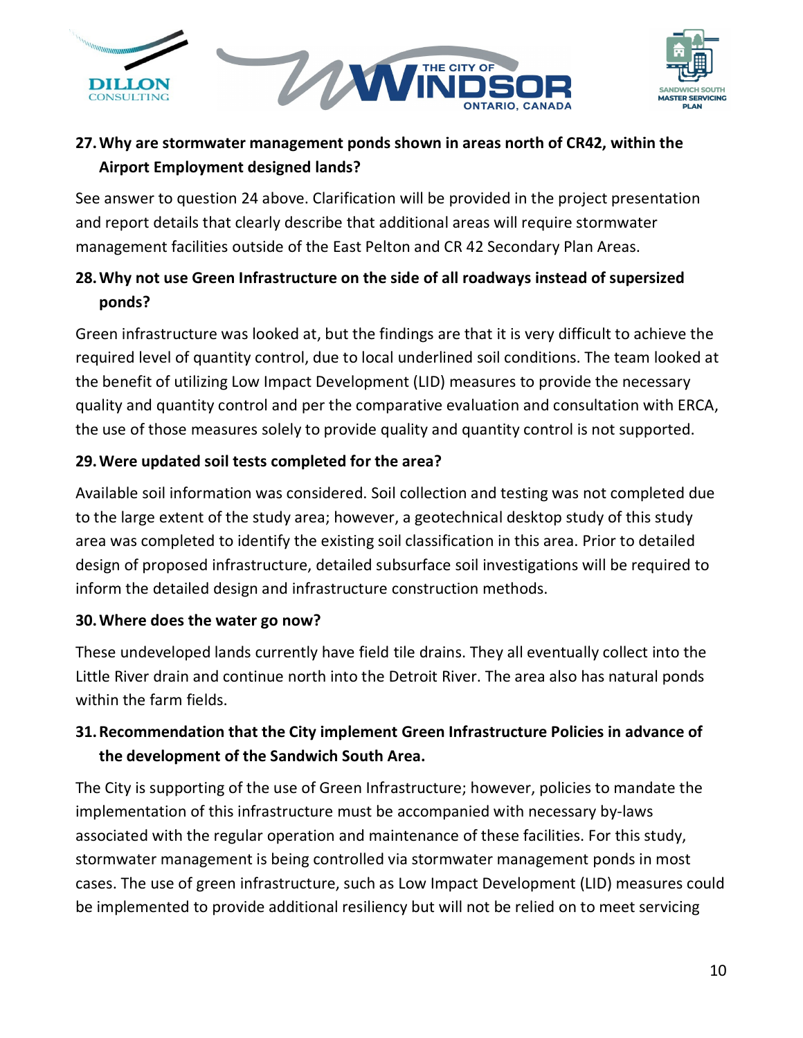**27. Why are stormwater management ponds shown in areas north of CR42, within the Airport Employment designed lands?**

See answer to question 24 above. Clarification will be provided in the project presentation and report details that clearly describe that additional areas will require stormwater management facilities outside of the East Pelton and CR 42 Secondary Plan Areas.

**28. Why not use Green Infrastructure on the side of all roadways instead of supersized ponds?**

Green infrastructure was looked at, but the findings are that it is very difficult to achieve the required level of quantity control, due to local underlined soil conditions. The team looked at the benefit of utilizing Low Impact Development (LID) measures to provide the necessary quality and quantity control and per the comparative evaluation and consultation with ERCA, the use of those measures solely to provide quality and quantity control is not supported.

**29. Were updated soil tests completed for the area?**

Available soil information was considered. Soil collection and testing was not completed due to the large extent of the study area; however, a geotechnical desktop study of this study area was completed to identify the existing soil classification in this area. Prior to detailed design of proposed infrastructure, detailed subsurface soil investigations will be required to inform the detailed design and infrastructure construction methods.

**30. Where does the water go now?**

These undeveloped lands currently have field tile drains. They all eventually collect into the Little River drain and continue north into the Detroit River. The area also has natural ponds within the farm fields.

**31. Recommendation that the City implement Green Infrastructure Policies in advance of the development of the Sandwich South Area.**

The City is supporting of the use of Green Infrastructure; however, policies to mandate the implementation of this infrastructure must be accompanied with necessary by-laws associated with the regular operation and maintenance of these facilities. For this study, stormwater management is being controlled via stormwater management ponds in most cases. The use of green infrastructure, such as Low Impact Development (LID) measures could be implemented to provide additional resiliency but will not be relied on to meet servicing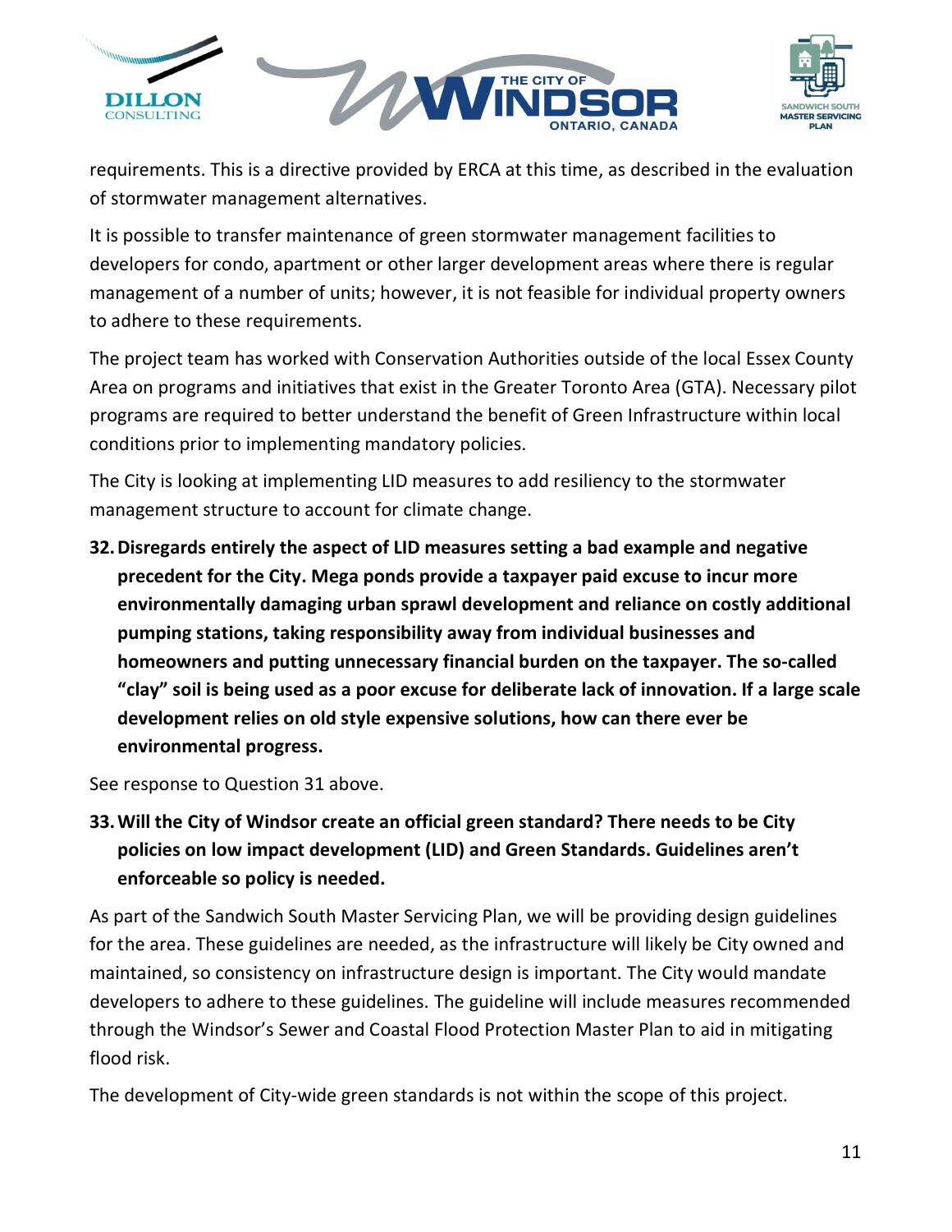requirements. This is a directive provided by ERCA at this time, as described in the evaluation of stormwater management alternatives.

It is possible to transfer maintenance of green stormwater management facilities to developers for condo, apartment or other larger development areas where there is regular management of a number of units; however, it is not feasible for individual property owners to adhere to these requirements.

The project team has worked with Conservation Authorities outside of the local Essex County Area on programs and initiatives that exist in the Greater Toronto Area (GTA). Necessary pilot programs are required to better understand the benefit of Green Infrastructure within local conditions prior to implementing mandatory policies.

The City is looking at implementing LID measures to add resiliency to the stormwater management structure to account for climate change.

**32. Disregards entirely the aspect of LID measures setting a bad example and negative precedent for the City. Mega ponds provide a taxpayer paid excuse to incur more environmentally damaging urban sprawl development and reliance on costly additional pumping stations, taking responsibility away from individual businesses and homeowners and putting unnecessary financial burden on the taxpayer. The so-called "clay" soil is being used as a poor excuse for deliberate lack of innovation. If a large scale development relies on old style expensive solutions, how can there ever be environmental progress.**

See response to Question 31 above.

**33. Will the City of Windsor create an official green standard? There needs to be City policies on low impact development (LID) and Green Standards. Guidelines aren't enforceable so policy is needed.**

As part of the Sandwich South Master Servicing Plan, we will be providing design guidelines for the area. These guidelines are needed, as the infrastructure will likely be City owned and maintained, so consistency on infrastructure design is important. The City would mandate developers to adhere to these guidelines. The guideline will include measures recommended through the Windsor's Sewer and Coastal Flood Protection Master Plan to aid in mitigating flood risk.

The development of City-wide green standards is not within the scope of this project.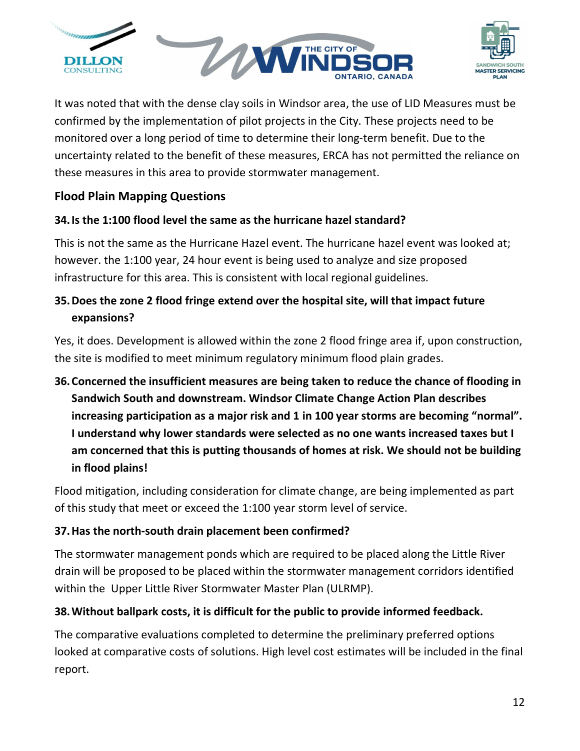It was noted that with the dense clay soils in Windsor area, the use of LID Measures must be confirmed by the implementation of pilot projects in the City. These projects need to be monitored over a long period of time to determine their long-term benefit. Due to the uncertainty related to the benefit of these measures, ERCA has not permitted the reliance on these measures in this area to provide stormwater management.

## Flood Plain Mapping Questions

### 34. Is the 1:100 flood level the same as the hurricane hazel standard?

This is not the same as the Hurricane Hazel event. The hurricane hazel event was looked at; however. the 1:100 year, 24 hour event is being used to analyze and size proposed infrastructure for this area. This is consistent with local regional guidelines.

### 35. Does the zone 2 flood fringe extend over the hospital site, will that impact future expansions?

Yes, it does. Development is allowed within the zone 2 flood fringe area if, upon construction, the site is modified to meet minimum regulatory minimum flood plain grades.

### 36. Concerned the insufficient measures are being taken to reduce the chance of flooding in Sandwich South and downstream. Windsor Climate Change Action Plan describes increasing participation as a major risk and 1 in 100 year storms are becoming "normal". I understand why lower standards were selected as no one wants increased taxes but I am concerned that this is putting thousands of homes at risk. We should not be building in flood plains!

Flood mitigation, including consideration for climate change, are being implemented as part of this study that meet or exceed the 1:100 year storm level of service.

### 37. Has the north-south drain placement been confirmed?

The stormwater management ponds which are required to be placed along the Little River drain will be proposed to be placed within the stormwater management corridors identified within the Upper Little River Stormwater Master Plan (ULRMP).

### 38. Without ballpark costs, it is difficult for the public to provide informed feedback.

The comparative evaluations completed to determine the preliminary preferred options looked at comparative costs of solutions. High level cost estimates will be included in the final report.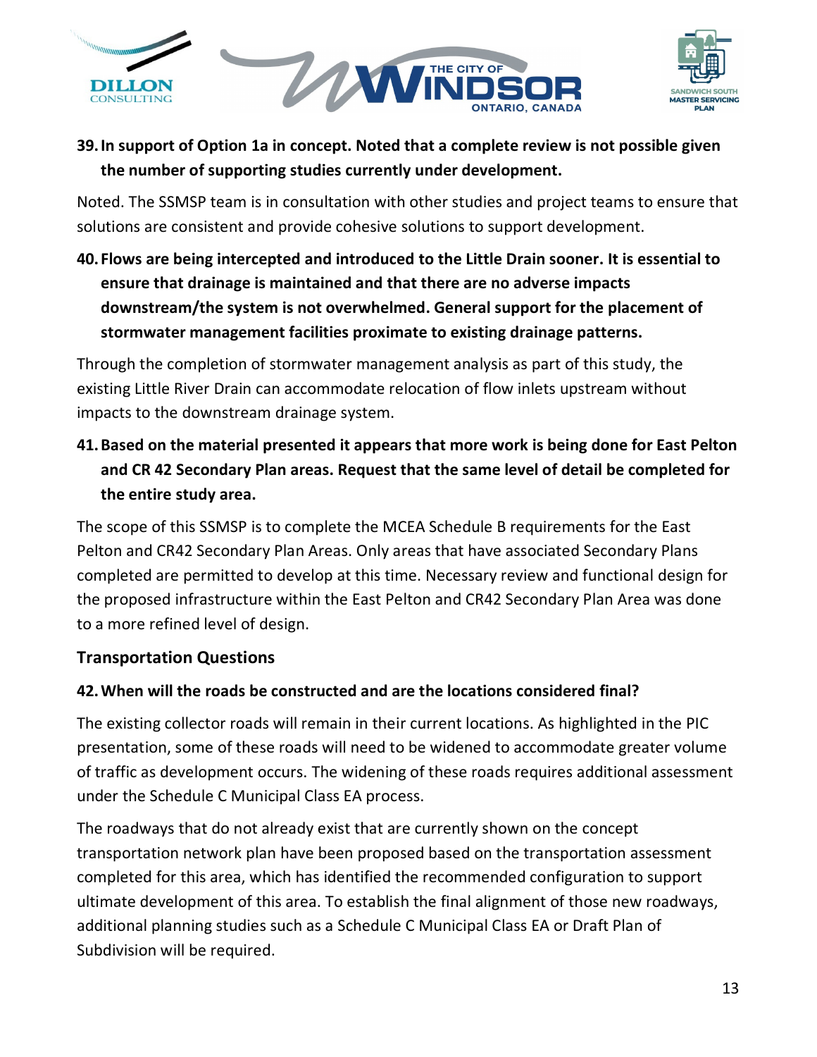**39. In support of Option 1a in concept. Noted that a complete review is not possible given the number of supporting studies currently under development.**

Noted. The SSMSP team is in consultation with other studies and project teams to ensure that solutions are consistent and provide cohesive solutions to support development.

**40. Flows are being intercepted and introduced to the Little Drain sooner. It is essential to ensure that drainage is maintained and that there are no adverse impacts downstream/the system is not overwhelmed. General support for the placement of stormwater management facilities proximate to existing drainage patterns.**

Through the completion of stormwater management analysis as part of this study, the existing Little River Drain can accommodate relocation of flow inlets upstream without impacts to the downstream drainage system.

**41. Based on the material presented it appears that more work is being done for East Pelton and CR 42 Secondary Plan areas. Request that the same level of detail be completed for the entire study area.**

The scope of this SSMSP is to complete the MCEA Schedule B requirements for the East Pelton and CR42 Secondary Plan Areas. Only areas that have associated Secondary Plans completed are permitted to develop at this time. Necessary review and functional design for the proposed infrastructure within the East Pelton and CR42 Secondary Plan Area was done to a more refined level of design.

## Transportation Questions

**42. When will the roads be constructed and are the locations considered final?**

The existing collector roads will remain in their current locations. As highlighted in the PIC presentation, some of these roads will need to be widened to accommodate greater volume of traffic as development occurs. The widening of these roads requires additional assessment under the Schedule C Municipal Class EA process.

The roadways that do not already exist that are currently shown on the concept transportation network plan have been proposed based on the transportation assessment completed for this area, which has identified the recommended configuration to support ultimate development of this area. To establish the final alignment of those new roadways, additional planning studies such as a Schedule C Municipal Class EA or Draft Plan of Subdivision will be required.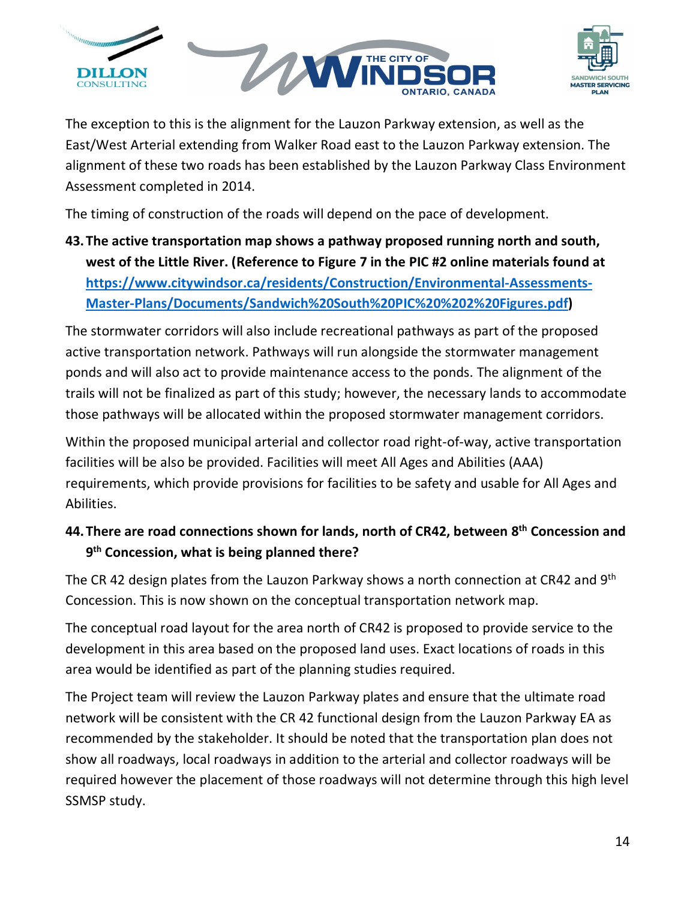The exception to this is the alignment for the Lauzon Parkway extension, as well as the East/West Arterial extending from Walker Road east to the Lauzon Parkway extension. The alignment of these two roads has been established by the Lauzon Parkway Class Environment Assessment completed in 2014.

The timing of construction of the roads will depend on the pace of development.

**43. The active transportation map shows a pathway proposed running north and south, west of the Little River. (Reference to Figure 7 in the PIC #2 online materials found at [https://www.citywindsor.ca/residents/Construction/Environmental-Assessments-Master-Plans/Documents/Sandwich%20South%20PIC%20%202%20Figures.pdf](https://www.citywindsor.ca/residents/Construction/Environmental-Assessments-Master-Plans/Documents/Sandwich%20South%20PIC%20%202%20Figures.pdf))**

The stormwater corridors will also include recreational pathways as part of the proposed active transportation network. Pathways will run alongside the stormwater management ponds and will also act to provide maintenance access to the ponds. The alignment of the trails will not be finalized as part of this study; however, the necessary lands to accommodate those pathways will be allocated within the proposed stormwater management corridors.

Within the proposed municipal arterial and collector road right-of-way, active transportation facilities will be also be provided. Facilities will meet All Ages and Abilities (AAA) requirements, which provide provisions for facilities to be safety and usable for All Ages and Abilities.

**44. There are road connections shown for lands, north of CR42, between 8th Concession and 9th Concession, what is being planned there?**

The CR 42 design plates from the Lauzon Parkway shows a north connection at CR42 and 9th Concession. This is now shown on the conceptual transportation network map.

The conceptual road layout for the area north of CR42 is proposed to provide service to the development in this area based on the proposed land uses. Exact locations of roads in this area would be identified as part of the planning studies required.

The Project team will review the Lauzon Parkway plates and ensure that the ultimate road network will be consistent with the CR 42 functional design from the Lauzon Parkway EA as recommended by the stakeholder. It should be noted that the transportation plan does not show all roadways, local roadways in addition to the arterial and collector roadways will be required however the placement of those roadways will not determine through this high level SSMSP study.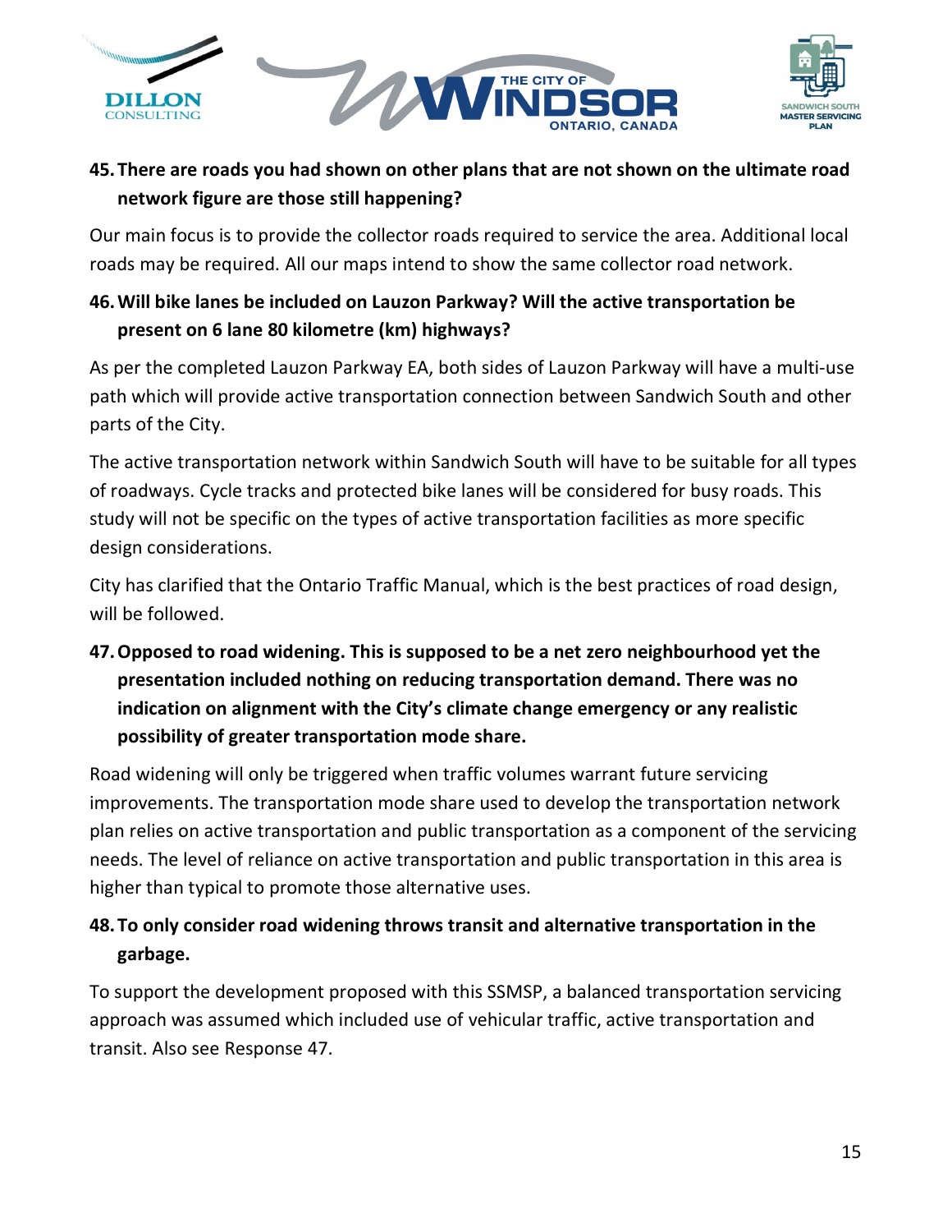**45. There are roads you had shown on other plans that are not shown on the ultimate road network figure are those still happening?**

Our main focus is to provide the collector roads required to service the area. Additional local roads may be required. All our maps intend to show the same collector road network.

**46. Will bike lanes be included on Lauzon Parkway? Will the active transportation be present on 6 lane 80 kilometre (km) highways?**

As per the completed Lauzon Parkway EA, both sides of Lauzon Parkway will have a multi-use path which will provide active transportation connection between Sandwich South and other parts of the City.

The active transportation network within Sandwich South will have to be suitable for all types of roadways. Cycle tracks and protected bike lanes will be considered for busy roads. This study will not be specific on the types of active transportation facilities as more specific design considerations.

City has clarified that the Ontario Traffic Manual, which is the best practices of road design, will be followed.

**47. Opposed to road widening. This is supposed to be a net zero neighbourhood yet the presentation included nothing on reducing transportation demand. There was no indication on alignment with the City's climate change emergency or any realistic possibility of greater transportation mode share.**

Road widening will only be triggered when traffic volumes warrant future servicing improvements. The transportation mode share used to develop the transportation network plan relies on active transportation and public transportation as a component of the servicing needs. The level of reliance on active transportation and public transportation in this area is higher than typical to promote those alternative uses.

**48. To only consider road widening throws transit and alternative transportation in the garbage.**

To support the development proposed with this SSMSP, a balanced transportation servicing approach was assumed which included use of vehicular traffic, active transportation and transit. Also see Response 47.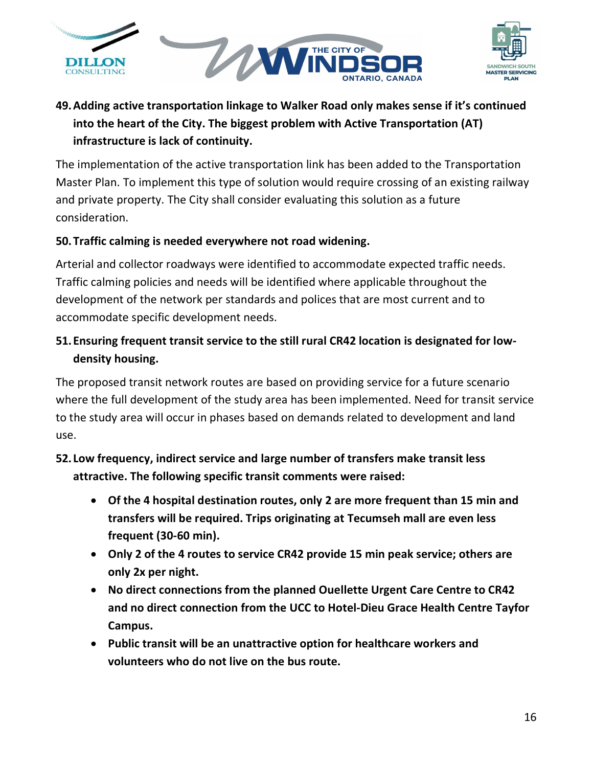**49. Adding active transportation linkage to Walker Road only makes sense if it's continued into the heart of the City. The biggest problem with Active Transportation (AT) infrastructure is lack of continuity.**

The implementation of the active transportation link has been added to the Transportation Master Plan. To implement this type of solution would require crossing of an existing railway and private property. The City shall consider evaluating this solution as a future consideration.

**50. Traffic calming is needed everywhere not road widening.**

Arterial and collector roadways were identified to accommodate expected traffic needs. Traffic calming policies and needs will be identified where applicable throughout the development of the network per standards and polices that are most current and to accommodate specific development needs.

**51. Ensuring frequent transit service to the still rural CR42 location is designated for low-density housing.**

The proposed transit network routes are based on providing service for a future scenario where the full development of the study area has been implemented. Need for transit service to the study area will occur in phases based on demands related to development and land use.

**52. Low frequency, indirect service and large number of transfers make transit less attractive. The following specific transit comments were raised:**

- **Of the 4 hospital destination routes, only 2 are more frequent than 15 min and transfers will be required. Trips originating at Tecumseh mall are even less frequent (30-60 min).**
- **Only 2 of the 4 routes to service CR42 provide 15 min peak service; others are only 2x per night.**
- **No direct connections from the planned Ouellette Urgent Care Centre to CR42 and no direct connection from the UCC to Hotel-Dieu Grace Health Centre Tayfor Campus.**
- **Public transit will be an unattractive option for healthcare workers and volunteers who do not live on the bus route.**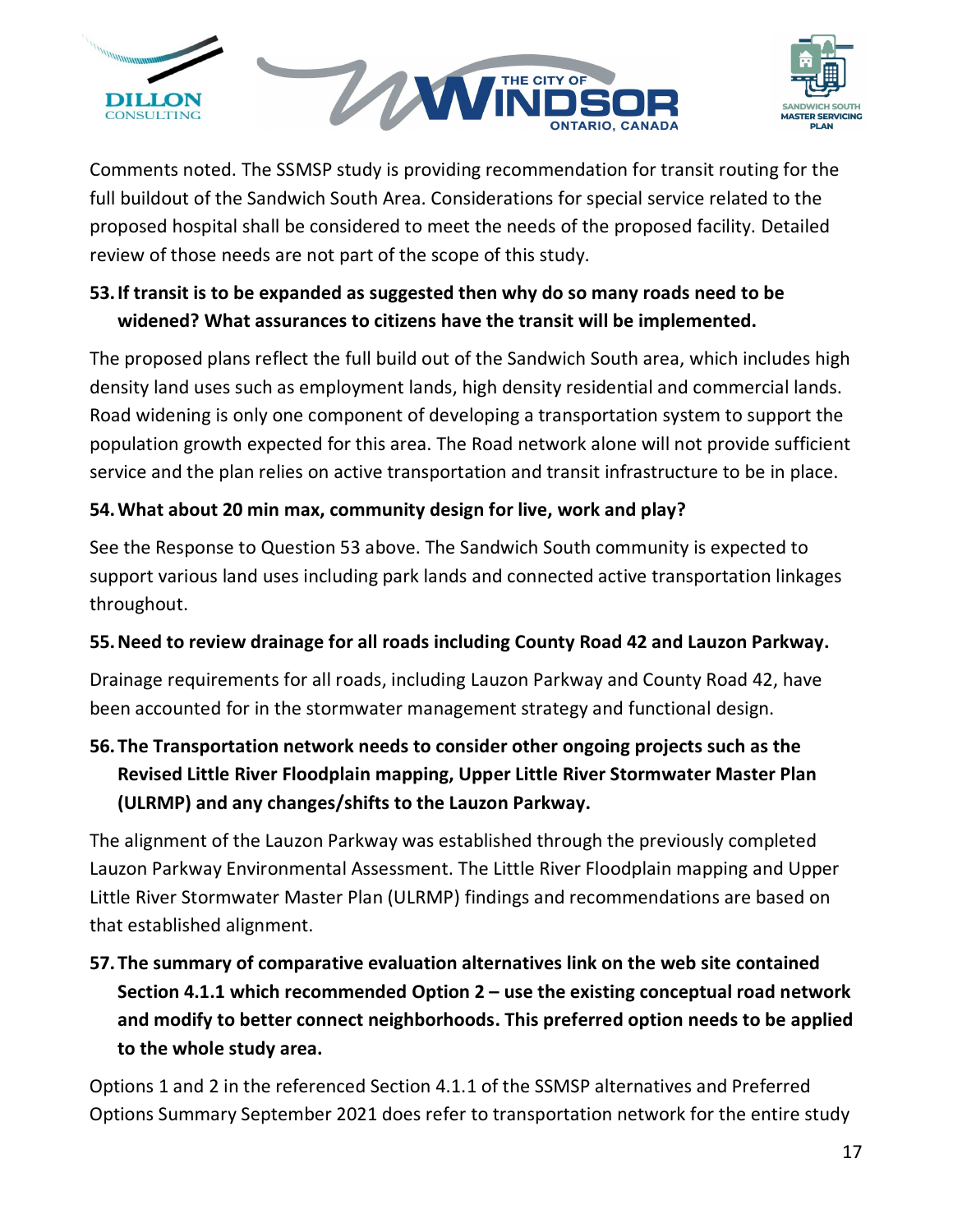Comments noted. The SSMSP study is providing recommendation for transit routing for the full buildout of the Sandwich South Area. Considerations for special service related to the proposed hospital shall be considered to meet the needs of the proposed facility. Detailed review of those needs are not part of the scope of this study.

**53. If transit is to be expanded as suggested then why do so many roads need to be widened? What assurances to citizens have the transit will be implemented.**

The proposed plans reflect the full build out of the Sandwich South area, which includes high density land uses such as employment lands, high density residential and commercial lands. Road widening is only one component of developing a transportation system to support the population growth expected for this area. The Road network alone will not provide sufficient service and the plan relies on active transportation and transit infrastructure to be in place.

**54. What about 20 min max, community design for live, work and play?**

See the Response to Question 53 above. The Sandwich South community is expected to support various land uses including park lands and connected active transportation linkages throughout.

**55. Need to review drainage for all roads including County Road 42 and Lauzon Parkway.**

Drainage requirements for all roads, including Lauzon Parkway and County Road 42, have been accounted for in the stormwater management strategy and functional design.

**56. The Transportation network needs to consider other ongoing projects such as the Revised Little River Floodplain mapping, Upper Little River Stormwater Master Plan (ULRMP) and any changes/shifts to the Lauzon Parkway.**

The alignment of the Lauzon Parkway was established through the previously completed Lauzon Parkway Environmental Assessment. The Little River Floodplain mapping and Upper Little River Stormwater Master Plan (ULRMP) findings and recommendations are based on that established alignment.

**57. The summary of comparative evaluation alternatives link on the web site contained Section 4.1.1 which recommended Option 2 – use the existing conceptual road network and modify to better connect neighborhoods. This preferred option needs to be applied to the whole study area.**

Options 1 and 2 in the referenced Section 4.1.1 of the SSMSP alternatives and Preferred Options Summary September 2021 does refer to transportation network for the entire study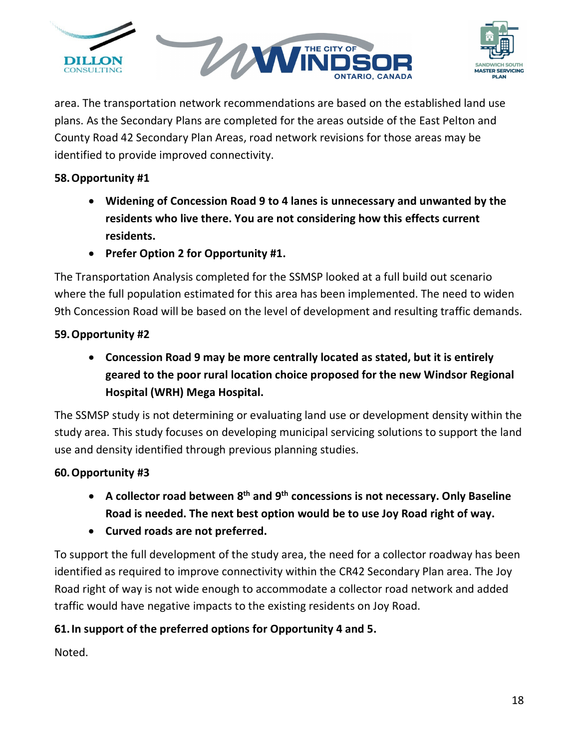area. The transportation network recommendations are based on the established land use plans. As the Secondary Plans are completed for the areas outside of the East Pelton and County Road 42 Secondary Plan Areas, road network revisions for those areas may be identified to provide improved connectivity.

**58. Opportunity #1**

- **Widening of Concession Road 9 to 4 lanes is unnecessary and unwanted by the residents who live there. You are not considering how this effects current residents.**
- **Prefer Option 2 for Opportunity #1.**

The Transportation Analysis completed for the SSMSP looked at a full build out scenario where the full population estimated for this area has been implemented. The need to widen 9th Concession Road will be based on the level of development and resulting traffic demands.

**59. Opportunity #2**

- **Concession Road 9 may be more centrally located as stated, but it is entirely geared to the poor rural location choice proposed for the new Windsor Regional Hospital (WRH) Mega Hospital.**

The SSMSP study is not determining or evaluating land use or development density within the study area. This study focuses on developing municipal servicing solutions to support the land use and density identified through previous planning studies.

**60. Opportunity #3**

- **A collector road between 8th and 9th concessions is not necessary. Only Baseline Road is needed. The next best option would be to use Joy Road right of way.**
- **Curved roads are not preferred.**

To support the full development of the study area, the need for a collector roadway has been identified as required to improve connectivity within the CR42 Secondary Plan area. The Joy Road right of way is not wide enough to accommodate a collector road network and added traffic would have negative impacts to the existing residents on Joy Road.

**61. In support of the preferred options for Opportunity 4 and 5.**

Noted.